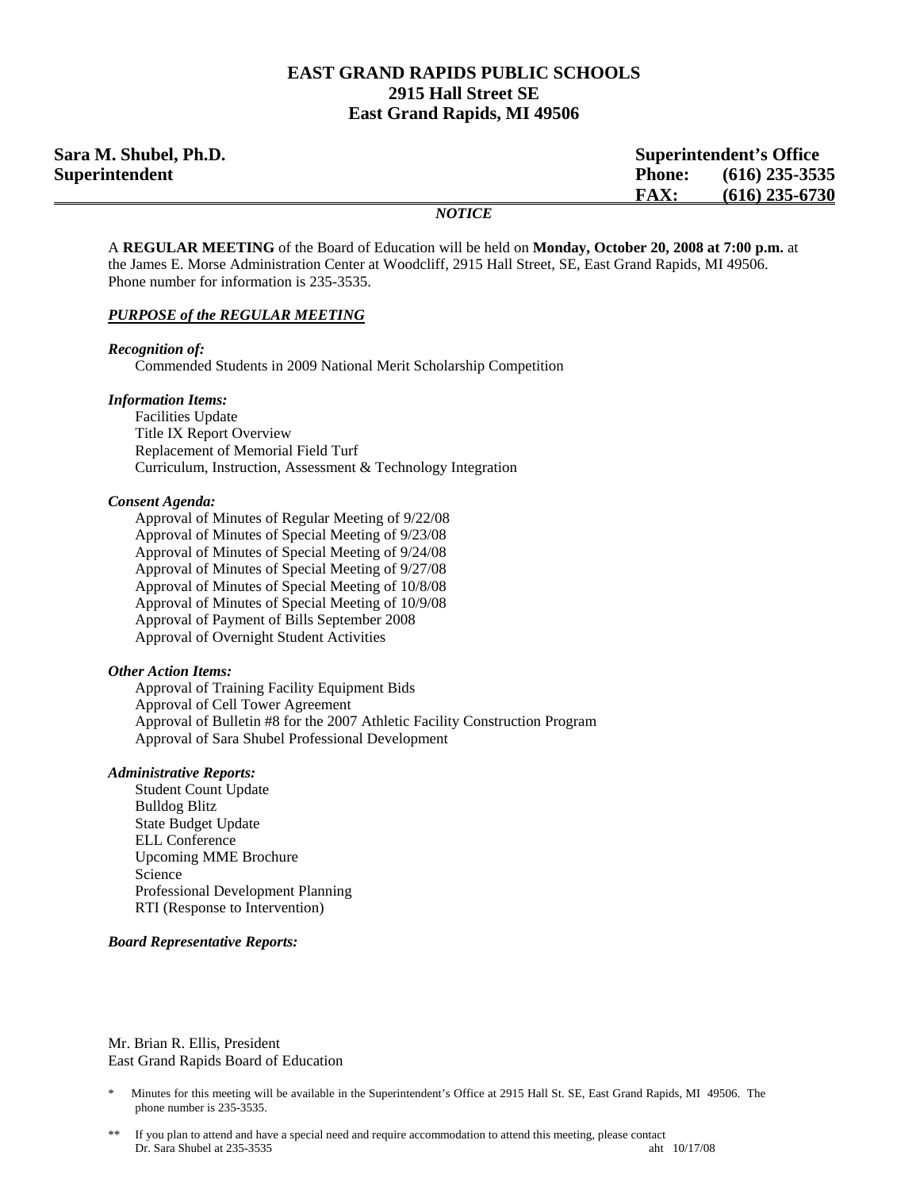# EAST GRAND RAPIDS PUBLIC SCHOOLS
## 2915 Hall Street SE
## East Grand Rapids, MI 49506

**Sara M. Shubel, Ph.D.**
**Superintendent**

**Superintendent's Office**
**Phone: (616) 235-3535**
**FAX: (616) 235-6730**

***NOTICE***

A **REGULAR MEETING** of the Board of Education will be held on **Monday, October 20, 2008 at 7:00 p.m.** at the James E. Morse Administration Center at Woodcliff, 2915 Hall Street, SE, East Grand Rapids, MI 49506. Phone number for information is 235-3535.

***PURPOSE of the REGULAR MEETING***

***Recognition of:***

Commended Students in 2009 National Merit Scholarship Competition

***Information Items:***

Facilities Update
Title IX Report Overview
Replacement of Memorial Field Turf
Curriculum, Instruction, Assessment & Technology Integration

***Consent Agenda:***

Approval of Minutes of Regular Meeting of 9/22/08
Approval of Minutes of Special Meeting of 9/23/08
Approval of Minutes of Special Meeting of 9/24/08
Approval of Minutes of Special Meeting of 9/27/08
Approval of Minutes of Special Meeting of 10/8/08
Approval of Minutes of Special Meeting of 10/9/08
Approval of Payment of Bills September 2008
Approval of Overnight Student Activities

***Other Action Items:***

Approval of Training Facility Equipment Bids
Approval of Cell Tower Agreement
Approval of Bulletin #8 for the 2007 Athletic Facility Construction Program
Approval of Sara Shubel Professional Development

***Administrative Reports:***

Student Count Update
Bulldog Blitz
State Budget Update
ELL Conference
Upcoming MME Brochure
Science
Professional Development Planning
RTI (Response to Intervention)

***Board Representative Reports:***

Mr. Brian R. Ellis, President
East Grand Rapids Board of Education

\* Minutes for this meeting will be available in the Superintendent's Office at 2915 Hall St. SE, East Grand Rapids, MI 49506. The phone number is 235-3535.

\*\* If you plan to attend and have a special need and require accommodation to attend this meeting, please contact Dr. Sara Shubel at 235-3535

aht 10/17/08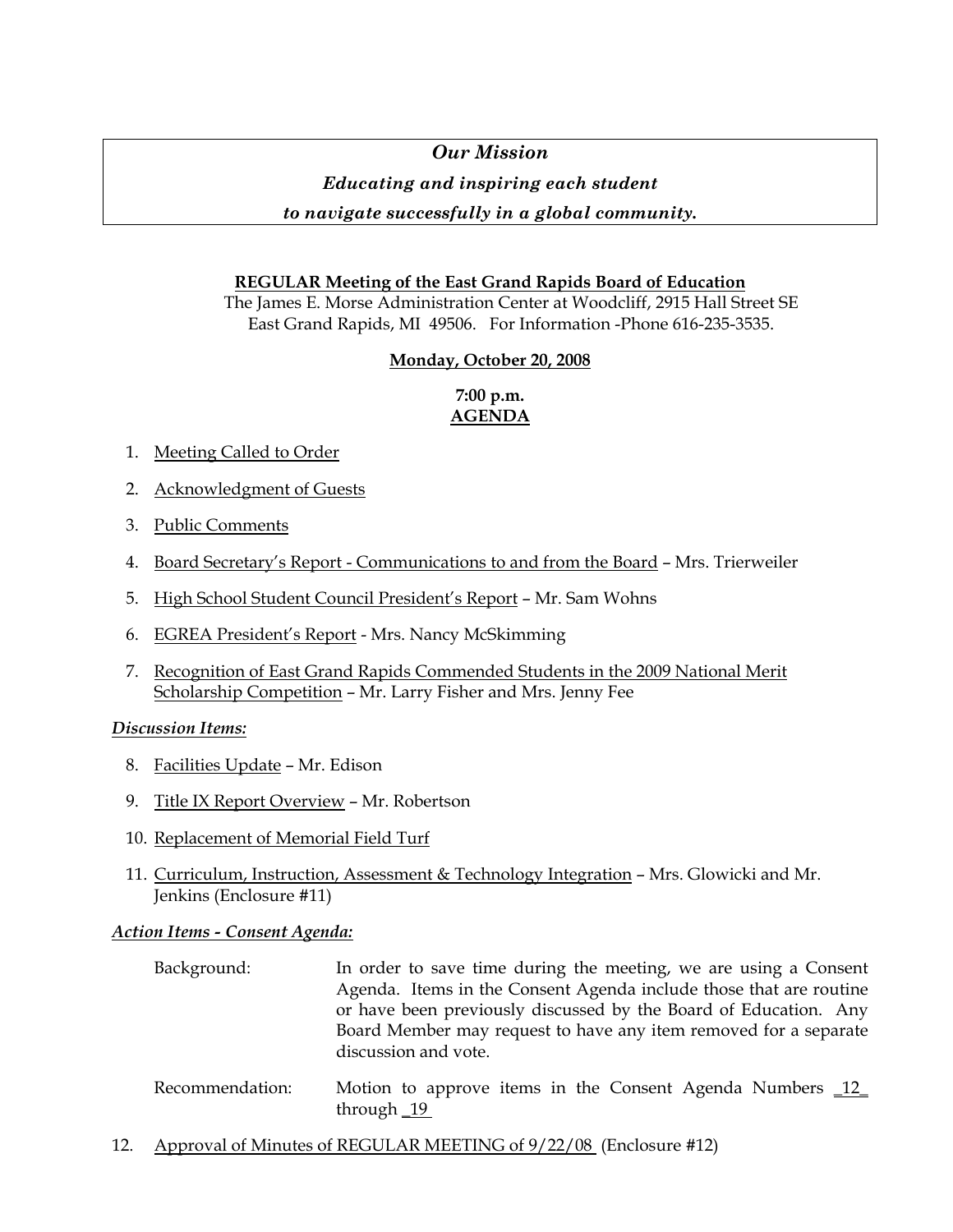***Our Mission***

***Educating and inspiring each student***

***to navigate successfully in a global community.***

**REGULAR Meeting of the East Grand Rapids Board of Education**

The James E. Morse Administration Center at Woodcliff, 2915 Hall Street SE
East Grand Rapids, MI 49506. For Information -Phone 616-235-3535.

**Monday, October 20, 2008**

**7:00 p.m.**
**AGENDA**

1. Meeting Called to Order
2. Acknowledgment of Guests
3. Public Comments
4. Board Secretary's Report - Communications to and from the Board – Mrs. Trierweiler
5. High School Student Council President's Report – Mr. Sam Wohns
6. EGREA President's Report - Mrs. Nancy McSkimming
7. Recognition of East Grand Rapids Commended Students in the 2009 National Merit Scholarship Competition – Mr. Larry Fisher and Mrs. Jenny Fee

***Discussion Items:***

8. Facilities Update – Mr. Edison
9. Title IX Report Overview – Mr. Robertson
10. Replacement of Memorial Field Turf
11. Curriculum, Instruction, Assessment & Technology Integration – Mrs. Glowicki and Mr. Jenkins (Enclosure #11)

***Action Items - Consent Agenda:***

Background: In order to save time during the meeting, we are using a Consent Agenda. Items in the Consent Agenda include those that are routine or have been previously discussed by the Board of Education. Any Board Member may request to have any item removed for a separate discussion and vote.

Recommendation: Motion to approve items in the Consent Agenda Numbers _12_ through _19

12. Approval of Minutes of REGULAR MEETING of 9/22/08 (Enclosure #12)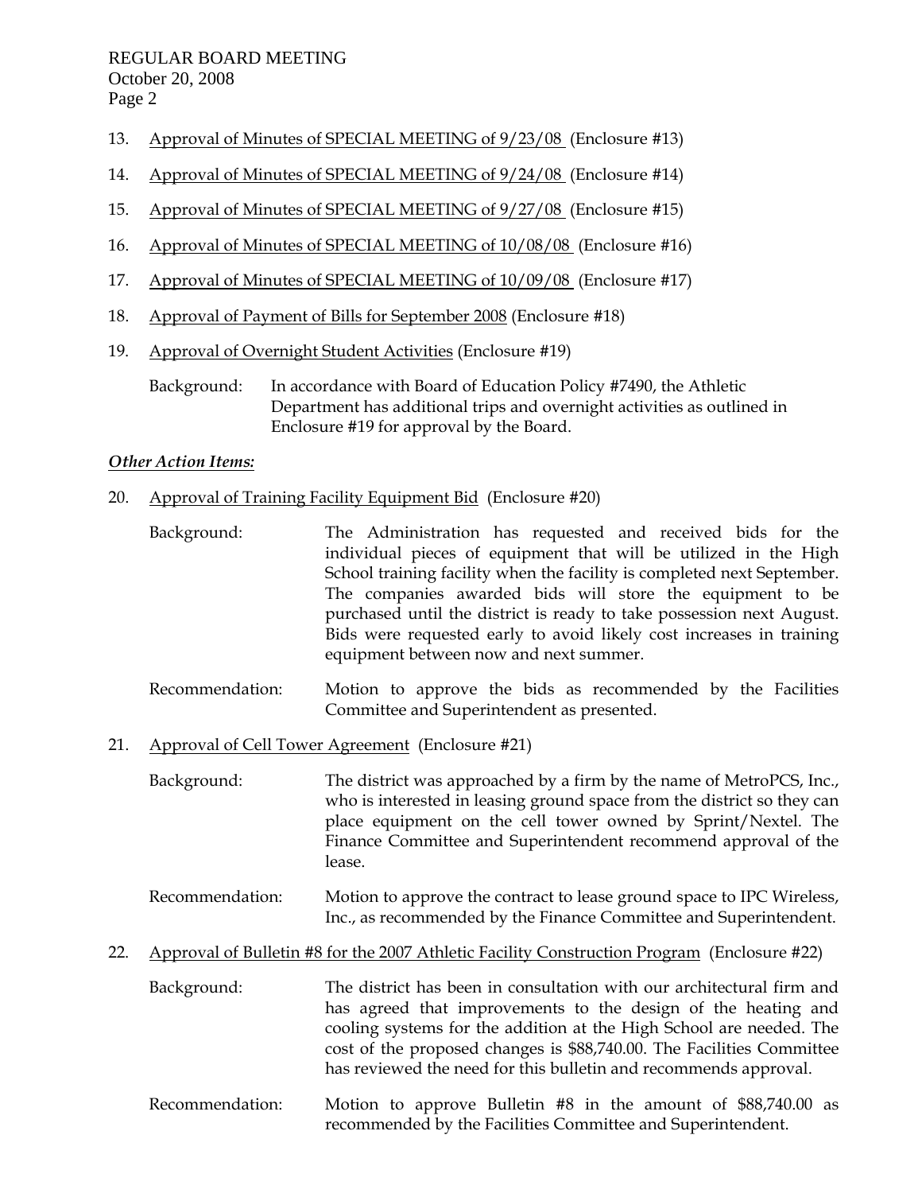13. Approval of Minutes of SPECIAL MEETING of 9/23/08 (Enclosure #13)

14. Approval of Minutes of SPECIAL MEETING of 9/24/08 (Enclosure #14)

15. Approval of Minutes of SPECIAL MEETING of 9/27/08 (Enclosure #15)

16. Approval of Minutes of SPECIAL MEETING of 10/08/08 (Enclosure #16)

17. Approval of Minutes of SPECIAL MEETING of 10/09/08 (Enclosure #17)

18. Approval of Payment of Bills for September 2008 (Enclosure #18)

19. Approval of Overnight Student Activities (Enclosure #19)

    Background: In accordance with Board of Education Policy #7490, the Athletic Department has additional trips and overnight activities as outlined in Enclosure #19 for approval by the Board.

***Other Action Items:***

20. Approval of Training Facility Equipment Bid (Enclosure #20)

    Background: The Administration has requested and received bids for the individual pieces of equipment that will be utilized in the High School training facility when the facility is completed next September. The companies awarded bids will store the equipment to be purchased until the district is ready to take possession next August. Bids were requested early to avoid likely cost increases in training equipment between now and next summer.

    Recommendation: Motion to approve the bids as recommended by the Facilities Committee and Superintendent as presented.

21. Approval of Cell Tower Agreement (Enclosure #21)

    Background: The district was approached by a firm by the name of MetroPCS, Inc., who is interested in leasing ground space from the district so they can place equipment on the cell tower owned by Sprint/Nextel. The Finance Committee and Superintendent recommend approval of the lease.

    Recommendation: Motion to approve the contract to lease ground space to IPC Wireless, Inc., as recommended by the Finance Committee and Superintendent.

22. Approval of Bulletin #8 for the 2007 Athletic Facility Construction Program (Enclosure #22)

    Background: The district has been in consultation with our architectural firm and has agreed that improvements to the design of the heating and cooling systems for the addition at the High School are needed. The cost of the proposed changes is $88,740.00. The Facilities Committee has reviewed the need for this bulletin and recommends approval.

    Recommendation: Motion to approve Bulletin #8 in the amount of $88,740.00 as recommended by the Facilities Committee and Superintendent.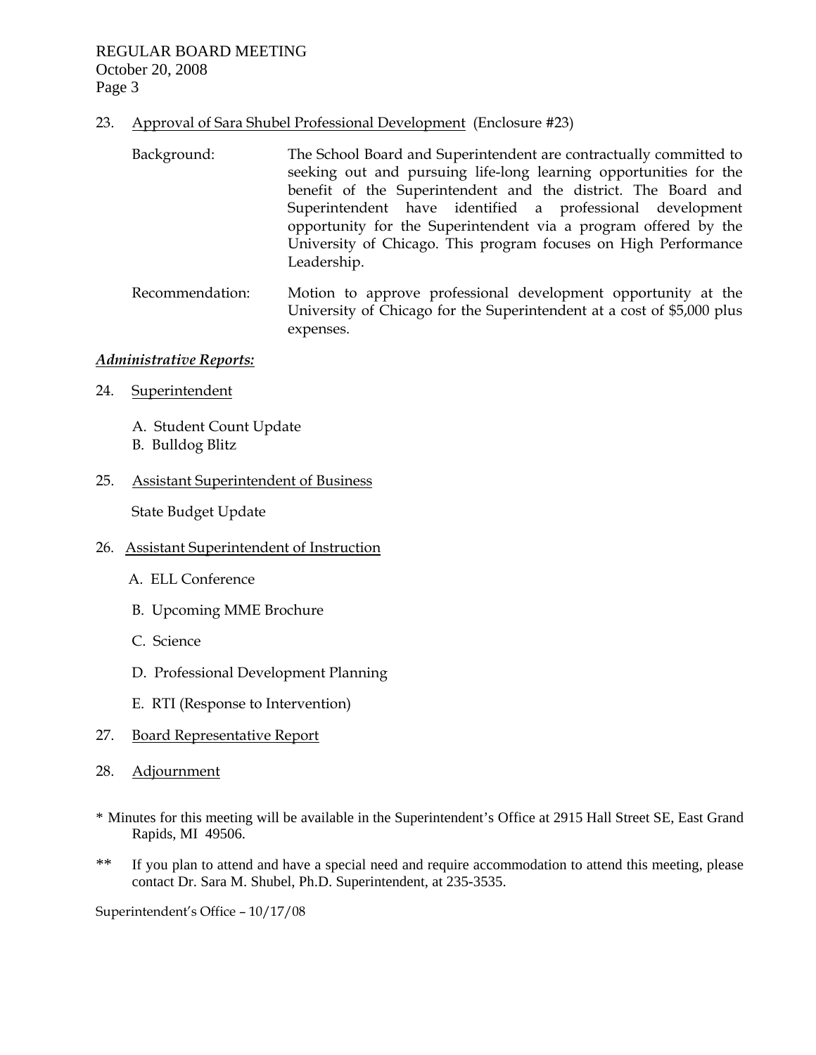23. Approval of Sara Shubel Professional Development (Enclosure #23)

| | |
|---|---|
| Background: | The School Board and Superintendent are contractually committed to seeking out and pursuing life-long learning opportunities for the benefit of the Superintendent and the district. The Board and Superintendent have identified a professional development opportunity for the Superintendent via a program offered by the University of Chicago. This program focuses on High Performance Leadership. |
| Recommendation: | Motion to approve professional development opportunity at the University of Chicago for the Superintendent at a cost of $5,000 plus expenses. |

***Administrative Reports:***

24. Superintendent

    A. Student Count Update
    B. Bulldog Blitz

25. Assistant Superintendent of Business

    State Budget Update

26. Assistant Superintendent of Instruction

    A. ELL Conference

    B. Upcoming MME Brochure

    C. Science

    D. Professional Development Planning

    E. RTI (Response to Intervention)

27. Board Representative Report

28. Adjournment

* Minutes for this meeting will be available in the Superintendent's Office at 2915 Hall Street SE, East Grand Rapids, MI 49506.

** If you plan to attend and have a special need and require accommodation to attend this meeting, please contact Dr. Sara M. Shubel, Ph.D. Superintendent, at 235-3535.

Superintendent's Office – 10/17/08